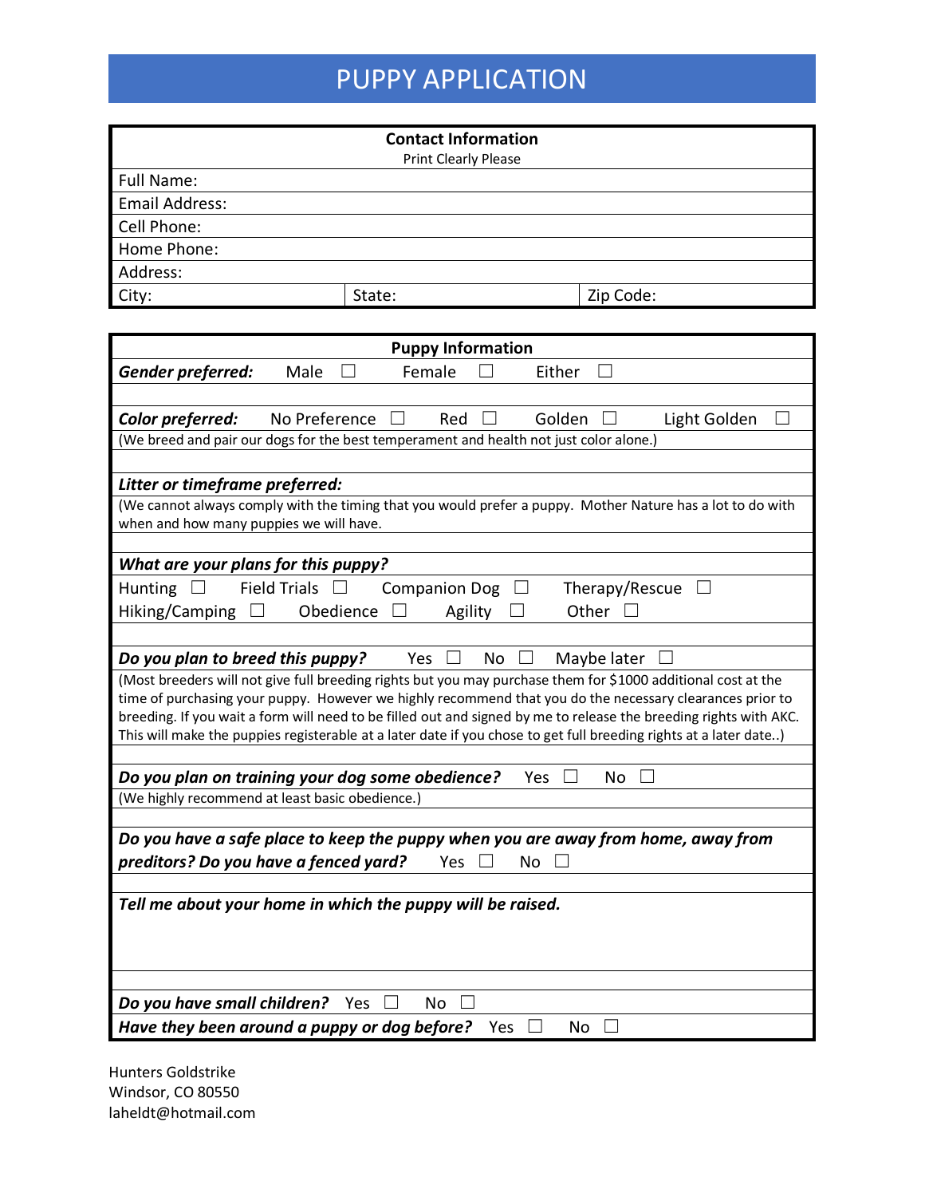# PUPPY APPLICATION

| **Contact Information**<br>Print Clearly Please | | |
|---|---|---|
| Full Name: | | |
| Email Address: | | |
| Cell Phone: | | |
| Home Phone: | | |
| Address: | | |
| City: | State: | Zip Code: |

## Puppy Information

***Gender preferred:*** Male ☐ Female ☐ Either ☐

***Color preferred:*** No Preference ☐ Red ☐ Golden ☐ Light Golden ☐

(We breed and pair our dogs for the best temperament and health not just color alone.)

***Litter or timeframe preferred:***

(We cannot always comply with the timing that you would prefer a puppy. Mother Nature has a lot to do with when and how many puppies we will have.

***What are your plans for this puppy?***

Hunting ☐ Field Trials ☐ Companion Dog ☐ Therapy/Rescue ☐
Hiking/Camping ☐ Obedience ☐ Agility ☐ Other ☐

***Do you plan to breed this puppy?*** Yes ☐ No ☐ Maybe later ☐

(Most breeders will not give full breeding rights but you may purchase them for $1000 additional cost at the time of purchasing your puppy. However we highly recommend that you do the necessary clearances prior to breeding. If you wait a form will need to be filled out and signed by me to release the breeding rights with AKC. This will make the puppies registerable at a later date if you chose to get full breeding rights at a later date..)

***Do you plan on training your dog some obedience?*** Yes ☐ No ☐

(We highly recommend at least basic obedience.)

***Do you have a safe place to keep the puppy when you are away from home, away from preditors? Do you have a fenced yard?*** Yes ☐ No ☐

***Tell me about your home in which the puppy will be raised.***

***Do you have small children?*** Yes ☐ No ☐

***Have they been around a puppy or dog before?*** Yes ☐ No ☐

Hunters Goldstrike
Windsor, CO 80550
laheldt@hotmail.com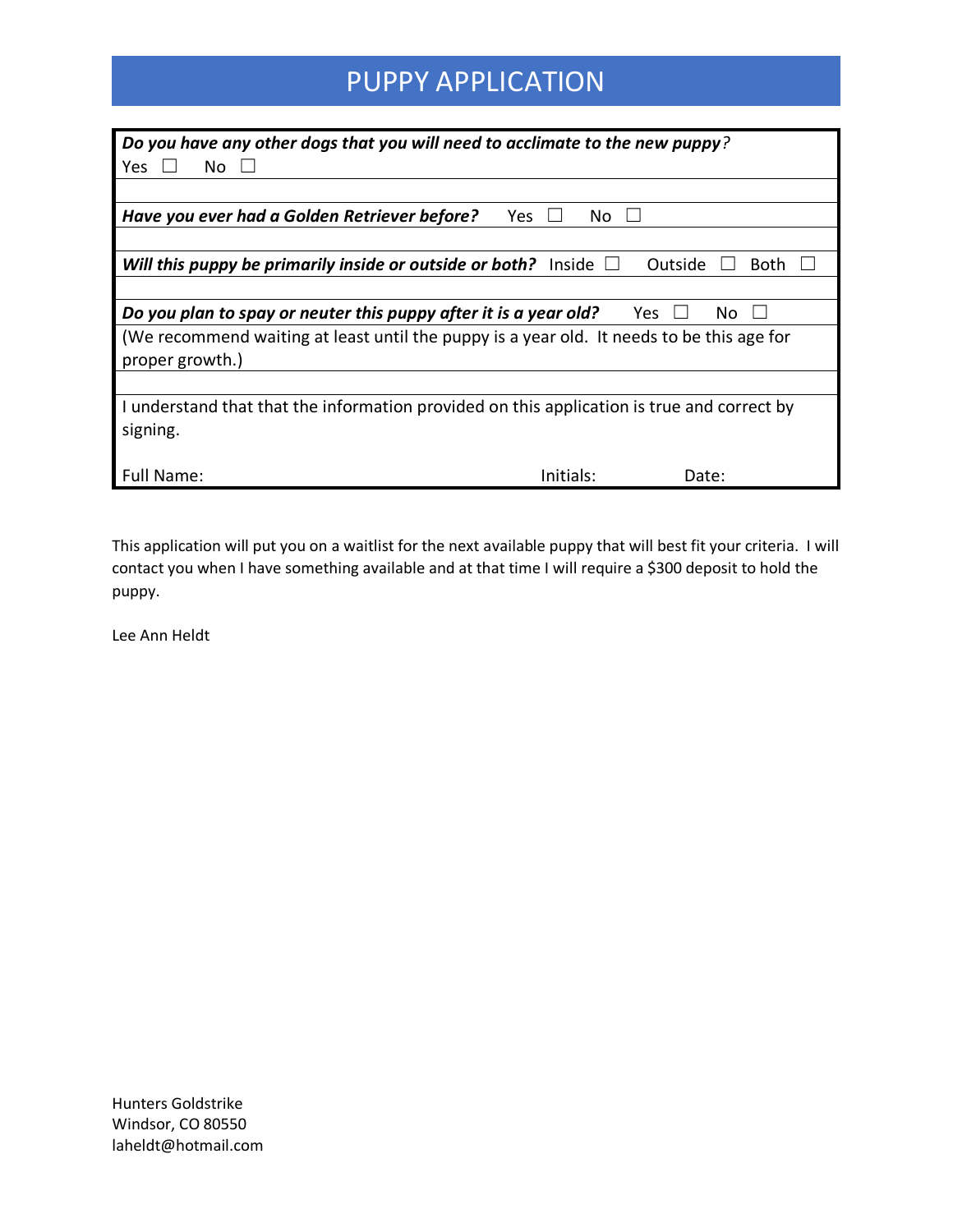# PUPPY APPLICATION

***Do you have any other dogs that you will need to acclimate to the new puppy****?*
Yes ☐ No ☐

***Have you ever had a Golden Retriever before?*** Yes ☐ No ☐

***Will this puppy be primarily inside or outside or both?*** Inside ☐ Outside ☐ Both ☐

***Do you plan to spay or neuter this puppy after it is a year old?*** Yes ☐ No ☐

(We recommend waiting at least until the puppy is a year old. It needs to be this age for proper growth.)

I understand that that the information provided on this application is true and correct by signing.

Full Name: Initials: Date:

This application will put you on a waitlist for the next available puppy that will best fit your criteria. I will contact you when I have something available and at that time I will require a $300 deposit to hold the puppy.

Lee Ann Heldt

Hunters Goldstrike
Windsor, CO 80550
laheldt@hotmail.com